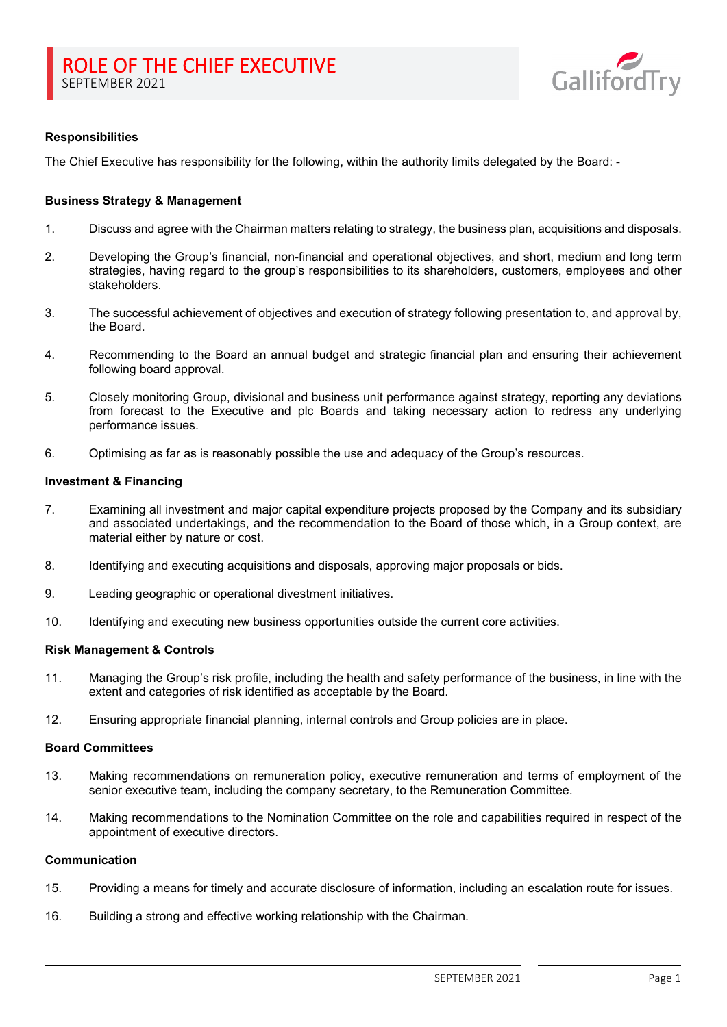# ROLE OF THE CHIEF EXECUTIVE

SEPTEMBER 2021

**Responsibilities**

The Chief Executive has responsibility for the following, within the authority limits delegated by the Board: -

**Business Strategy & Management**

1. Discuss and agree with the Chairman matters relating to strategy, the business plan, acquisitions and disposals.

2. Developing the Group's financial, non-financial and operational objectives, and short, medium and long term strategies, having regard to the group's responsibilities to its shareholders, customers, employees and other stakeholders.

3. The successful achievement of objectives and execution of strategy following presentation to, and approval by, the Board.

4. Recommending to the Board an annual budget and strategic financial plan and ensuring their achievement following board approval.

5. Closely monitoring Group, divisional and business unit performance against strategy, reporting any deviations from forecast to the Executive and plc Boards and taking necessary action to redress any underlying performance issues.

6. Optimising as far as is reasonably possible the use and adequacy of the Group's resources.

**Investment & Financing**

7. Examining all investment and major capital expenditure projects proposed by the Company and its subsidiary and associated undertakings, and the recommendation to the Board of those which, in a Group context, are material either by nature or cost.

8. Identifying and executing acquisitions and disposals, approving major proposals or bids.

9. Leading geographic or operational divestment initiatives.

10. Identifying and executing new business opportunities outside the current core activities.

**Risk Management & Controls**

11. Managing the Group's risk profile, including the health and safety performance of the business, in line with the extent and categories of risk identified as acceptable by the Board.

12. Ensuring appropriate financial planning, internal controls and Group policies are in place.

**Board Committees**

13. Making recommendations on remuneration policy, executive remuneration and terms of employment of the senior executive team, including the company secretary, to the Remuneration Committee.

14. Making recommendations to the Nomination Committee on the role and capabilities required in respect of the appointment of executive directors.

**Communication**

15. Providing a means for timely and accurate disclosure of information, including an escalation route for issues.

16. Building a strong and effective working relationship with the Chairman.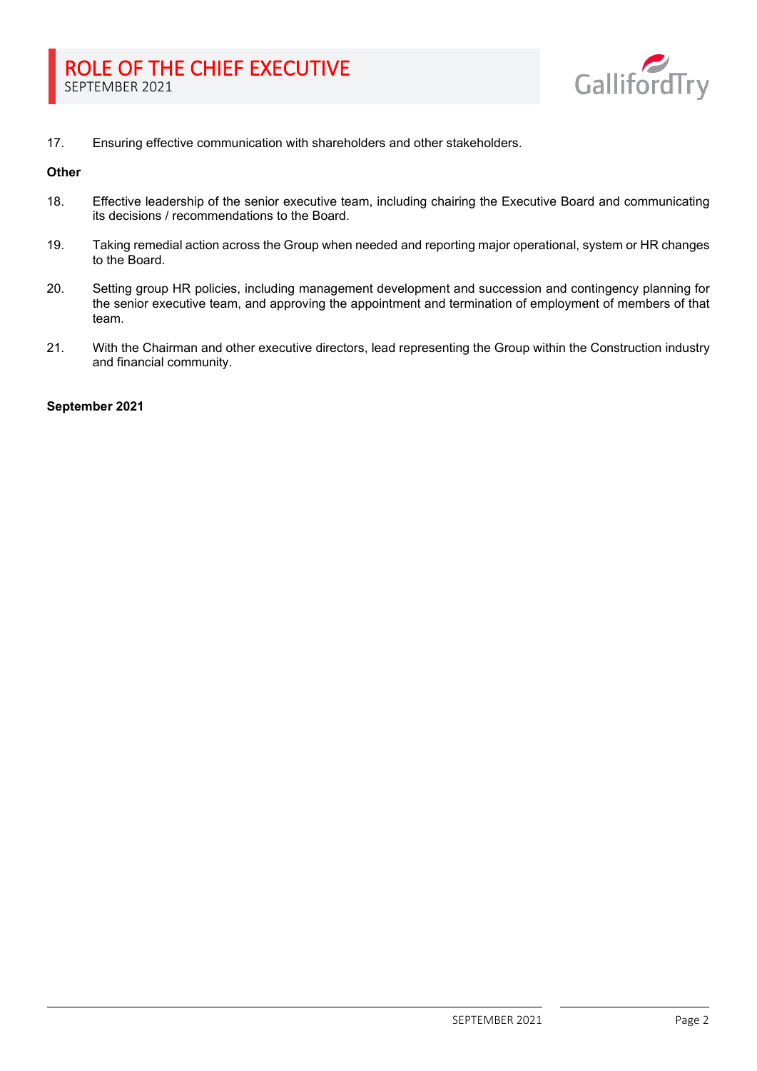17. Ensuring effective communication with shareholders and other stakeholders.

**Other**

18. Effective leadership of the senior executive team, including chairing the Executive Board and communicating its decisions / recommendations to the Board.

19. Taking remedial action across the Group when needed and reporting major operational, system or HR changes to the Board.

20. Setting group HR policies, including management development and succession and contingency planning for the senior executive team, and approving the appointment and termination of employment of members of that team.

21. With the Chairman and other executive directors, lead representing the Group within the Construction industry and financial community.

**September 2021**